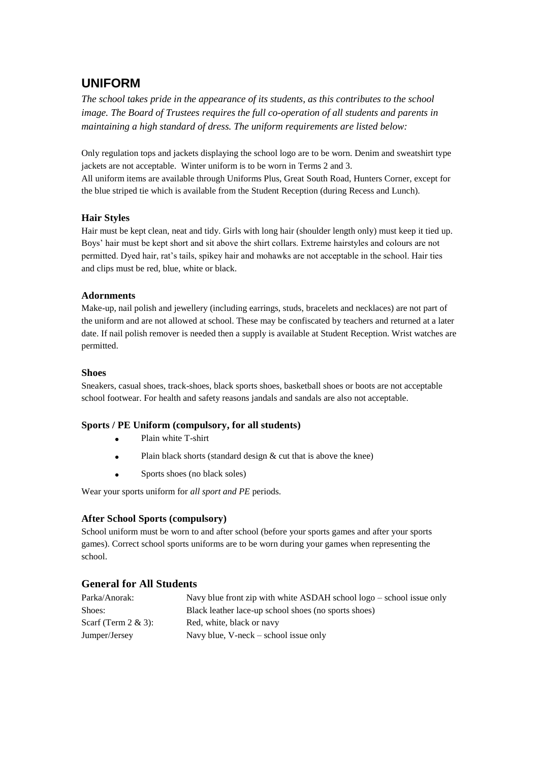# UNIFORM

*The school takes pride in the appearance of its students, as this contributes to the school image. The Board of Trustees requires the full co-operation of all students and parents in maintaining a high standard of dress. The uniform requirements are listed below:*

Only regulation tops and jackets displaying the school logo are to be worn. Denim and sweatshirt type jackets are not acceptable. Winter uniform is to be worn in Terms 2 and 3.
All uniform items are available through Uniforms Plus, Great South Road, Hunters Corner, except for the blue striped tie which is available from the Student Reception (during Recess and Lunch).

### Hair Styles

Hair must be kept clean, neat and tidy. Girls with long hair (shoulder length only) must keep it tied up. Boys' hair must be kept short and sit above the shirt collars. Extreme hairstyles and colours are not permitted. Dyed hair, rat's tails, spikey hair and mohawks are not acceptable in the school. Hair ties and clips must be red, blue, white or black.

### Adornments

Make-up, nail polish and jewellery (including earrings, studs, bracelets and necklaces) are not part of the uniform and are not allowed at school. These may be confiscated by teachers and returned at a later date. If nail polish remover is needed then a supply is available at Student Reception. Wrist watches are permitted.

### Shoes

Sneakers, casual shoes, track-shoes, black sports shoes, basketball shoes or boots are not acceptable school footwear. For health and safety reasons jandals and sandals are also not acceptable.

### Sports / PE Uniform (compulsory, for all students)

- Plain white T-shirt
- Plain black shorts (standard design & cut that is above the knee)
- Sports shoes (no black soles)

Wear your sports uniform for *all sport and PE* periods.

### After School Sports (compulsory)

School uniform must be worn to and after school (before your sports games and after your sports games). Correct school sports uniforms are to be worn during your games when representing the school.

## General for All Students

| | |
|---|---|
| Parka/Anorak: | Navy blue front zip with white ASDAH school logo – school issue only |
| Shoes: | Black leather lace-up school shoes (no sports shoes) |
| Scarf (Term 2 & 3): | Red, white, black or navy |
| Jumper/Jersey | Navy blue, V-neck – school issue only |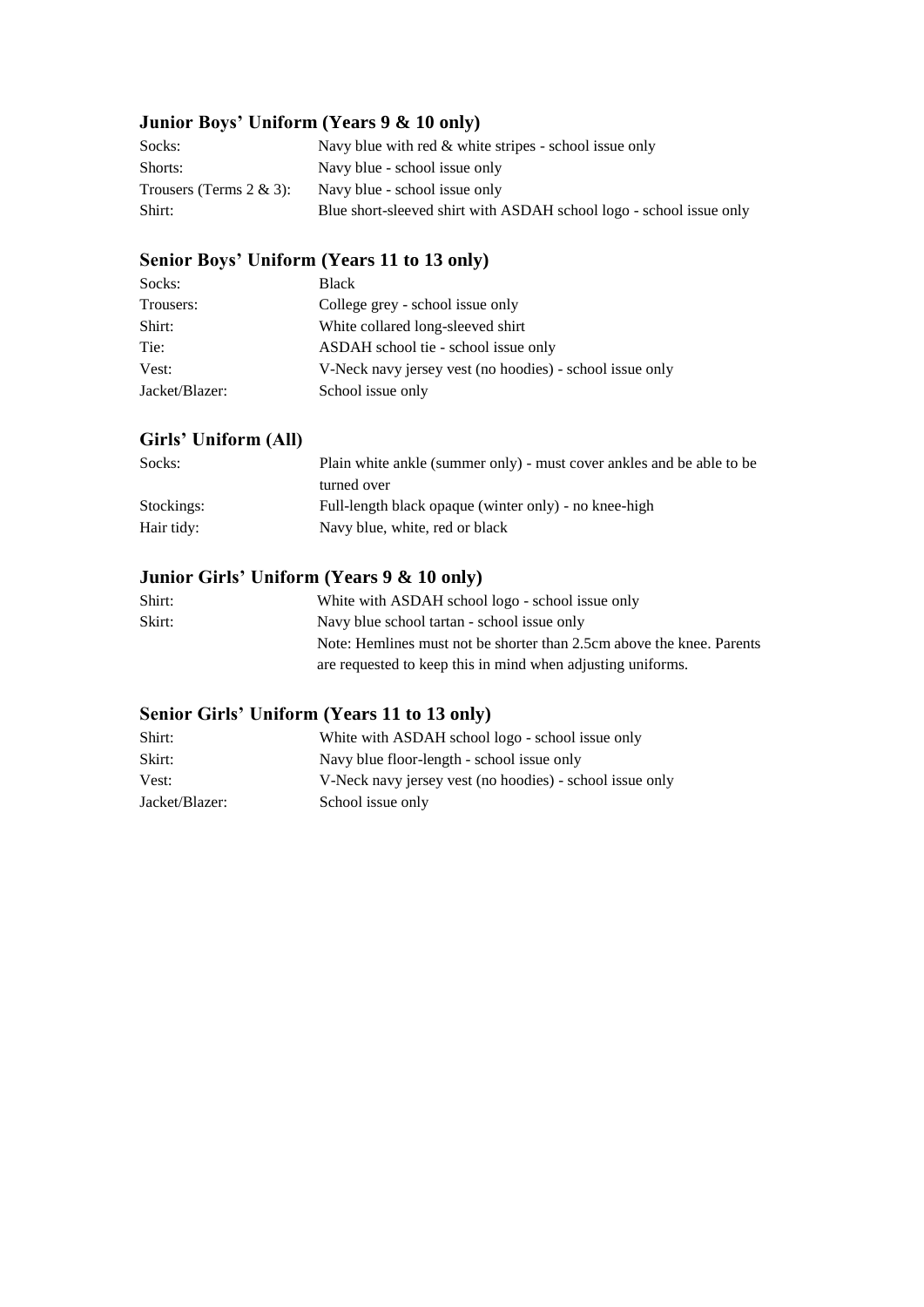### Junior Boys' Uniform (Years 9 & 10 only)

| | |
|---|---|
| Socks: | Navy blue with red & white stripes - school issue only |
| Shorts: | Navy blue - school issue only |
| Trousers (Terms 2 & 3): | Navy blue - school issue only |
| Shirt: | Blue short-sleeved shirt with ASDAH school logo - school issue only |

### Senior Boys' Uniform (Years 11 to 13 only)

| | |
|---|---|
| Socks: | Black |
| Trousers: | College grey - school issue only |
| Shirt: | White collared long-sleeved shirt |
| Tie: | ASDAH school tie - school issue only |
| Vest: | V-Neck navy jersey vest (no hoodies) - school issue only |
| Jacket/Blazer: | School issue only |

### Girls' Uniform (All)

| | |
|---|---|
| Socks: | Plain white ankle (summer only) - must cover ankles and be able to be turned over |
| Stockings: | Full-length black opaque (winter only) - no knee-high |
| Hair tidy: | Navy blue, white, red or black |

### Junior Girls' Uniform (Years 9 & 10 only)

| | |
|---|---|
| Shirt: | White with ASDAH school logo - school issue only |
| Skirt: | Navy blue school tartan - school issue only |
| | Note: Hemlines must not be shorter than 2.5cm above the knee. Parents are requested to keep this in mind when adjusting uniforms. |

### Senior Girls' Uniform (Years 11 to 13 only)

| | |
|---|---|
| Shirt: | White with ASDAH school logo - school issue only |
| Skirt: | Navy blue floor-length - school issue only |
| Vest: | V-Neck navy jersey vest (no hoodies) - school issue only |
| Jacket/Blazer: | School issue only |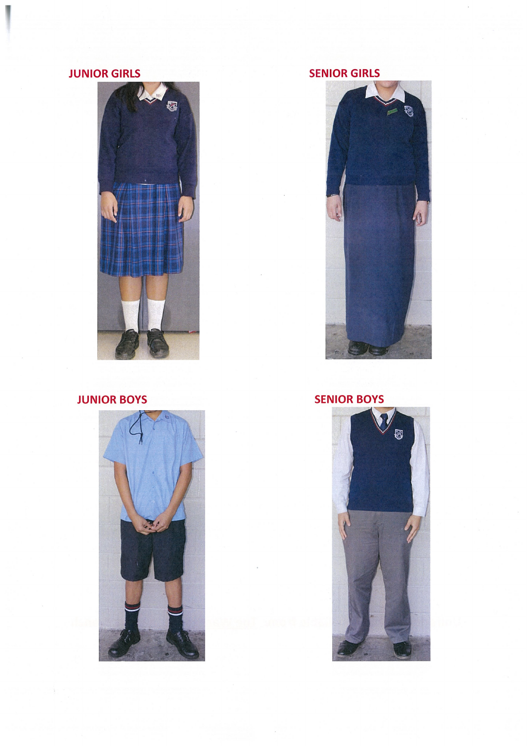**JUNIOR GIRLS**

**SENIOR GIRLS**

**JUNIOR BOYS**

**SENIOR BOYS**